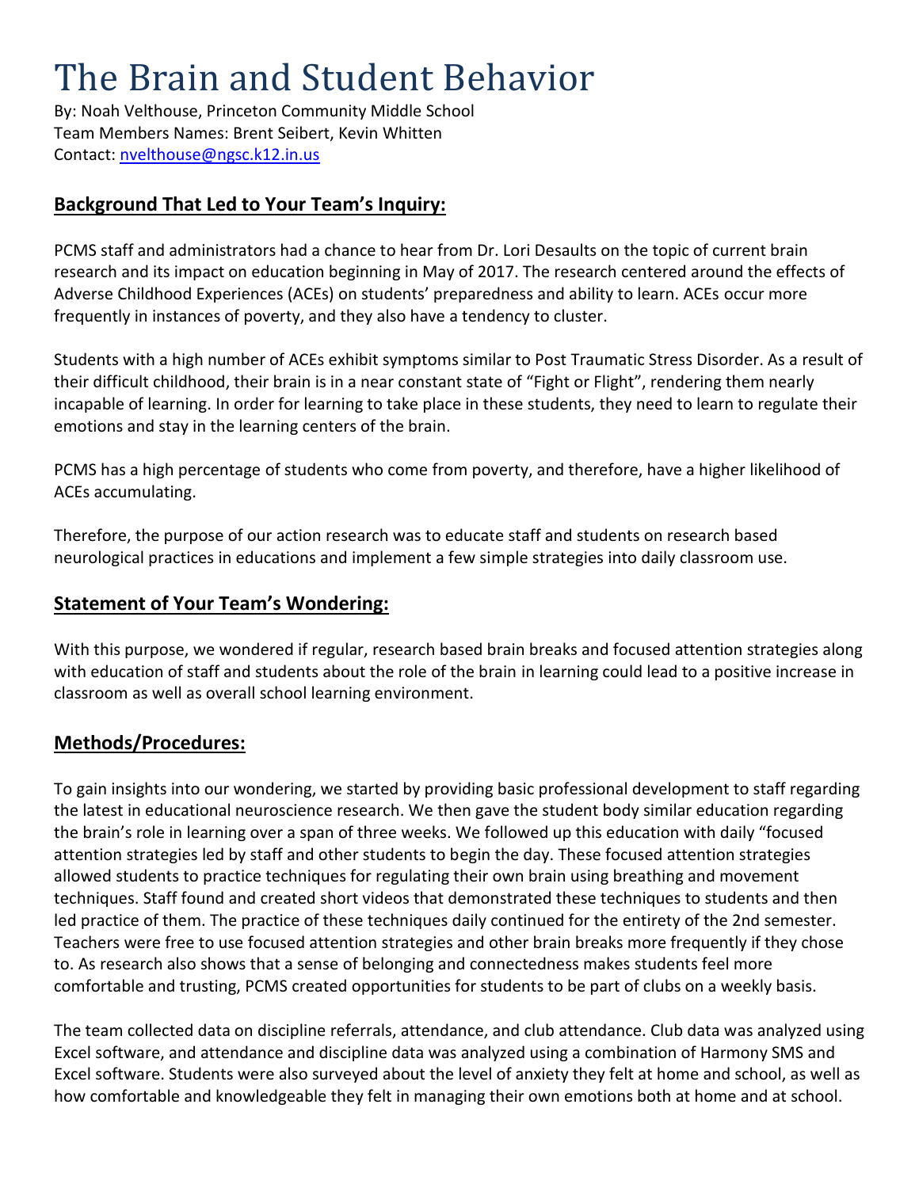# The Brain and Student Behavior

By: Noah Velthouse, Princeton Community Middle School
Team Members Names: Brent Seibert, Kevin Whitten
Contact: nvelthouse@ngsc.k12.in.us

## Background That Led to Your Team's Inquiry:

PCMS staff and administrators had a chance to hear from Dr. Lori Desaults on the topic of current brain research and its impact on education beginning in May of 2017. The research centered around the effects of Adverse Childhood Experiences (ACEs) on students' preparedness and ability to learn. ACEs occur more frequently in instances of poverty, and they also have a tendency to cluster.

Students with a high number of ACEs exhibit symptoms similar to Post Traumatic Stress Disorder. As a result of their difficult childhood, their brain is in a near constant state of "Fight or Flight", rendering them nearly incapable of learning. In order for learning to take place in these students, they need to learn to regulate their emotions and stay in the learning centers of the brain.

PCMS has a high percentage of students who come from poverty, and therefore, have a higher likelihood of ACEs accumulating.

Therefore, the purpose of our action research was to educate staff and students on research based neurological practices in educations and implement a few simple strategies into daily classroom use.

## Statement of Your Team's Wondering:

With this purpose, we wondered if regular, research based brain breaks and focused attention strategies along with education of staff and students about the role of the brain in learning could lead to a positive increase in classroom as well as overall school learning environment.

## Methods/Procedures:

To gain insights into our wondering, we started by providing basic professional development to staff regarding the latest in educational neuroscience research. We then gave the student body similar education regarding the brain's role in learning over a span of three weeks. We followed up this education with daily "focused attention strategies led by staff and other students to begin the day. These focused attention strategies allowed students to practice techniques for regulating their own brain using breathing and movement techniques. Staff found and created short videos that demonstrated these techniques to students and then led practice of them. The practice of these techniques daily continued for the entirety of the 2nd semester. Teachers were free to use focused attention strategies and other brain breaks more frequently if they chose to. As research also shows that a sense of belonging and connectedness makes students feel more comfortable and trusting, PCMS created opportunities for students to be part of clubs on a weekly basis.

The team collected data on discipline referrals, attendance, and club attendance. Club data was analyzed using Excel software, and attendance and discipline data was analyzed using a combination of Harmony SMS and Excel software. Students were also surveyed about the level of anxiety they felt at home and school, as well as how comfortable and knowledgeable they felt in managing their own emotions both at home and at school.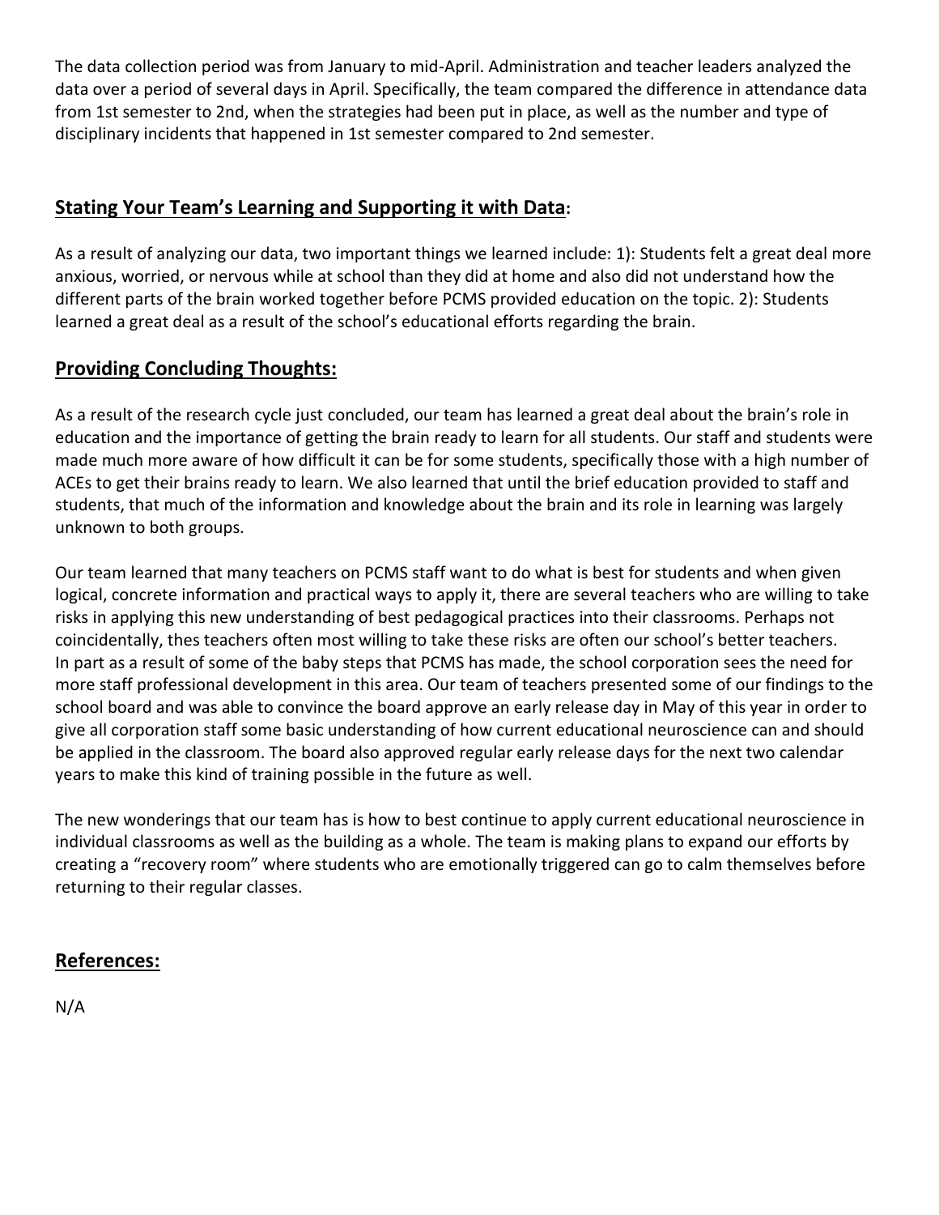The data collection period was from January to mid-April. Administration and teacher leaders analyzed the data over a period of several days in April. Specifically, the team compared the difference in attendance data from 1st semester to 2nd, when the strategies had been put in place, as well as the number and type of disciplinary incidents that happened in 1st semester compared to 2nd semester.

## Stating Your Team's Learning and Supporting it with Data:

As a result of analyzing our data, two important things we learned include: 1): Students felt a great deal more anxious, worried, or nervous while at school than they did at home and also did not understand how the different parts of the brain worked together before PCMS provided education on the topic. 2): Students learned a great deal as a result of the school's educational efforts regarding the brain.

## Providing Concluding Thoughts:

As a result of the research cycle just concluded, our team has learned a great deal about the brain's role in education and the importance of getting the brain ready to learn for all students. Our staff and students were made much more aware of how difficult it can be for some students, specifically those with a high number of ACEs to get their brains ready to learn. We also learned that until the brief education provided to staff and students, that much of the information and knowledge about the brain and its role in learning was largely unknown to both groups.

Our team learned that many teachers on PCMS staff want to do what is best for students and when given logical, concrete information and practical ways to apply it, there are several teachers who are willing to take risks in applying this new understanding of best pedagogical practices into their classrooms. Perhaps not coincidentally, thes teachers often most willing to take these risks are often our school's better teachers. In part as a result of some of the baby steps that PCMS has made, the school corporation sees the need for more staff professional development in this area. Our team of teachers presented some of our findings to the school board and was able to convince the board approve an early release day in May of this year in order to give all corporation staff some basic understanding of how current educational neuroscience can and should be applied in the classroom. The board also approved regular early release days for the next two calendar years to make this kind of training possible in the future as well.

The new wonderings that our team has is how to best continue to apply current educational neuroscience in individual classrooms as well as the building as a whole. The team is making plans to expand our efforts by creating a "recovery room" where students who are emotionally triggered can go to calm themselves before returning to their regular classes.

## References:

N/A